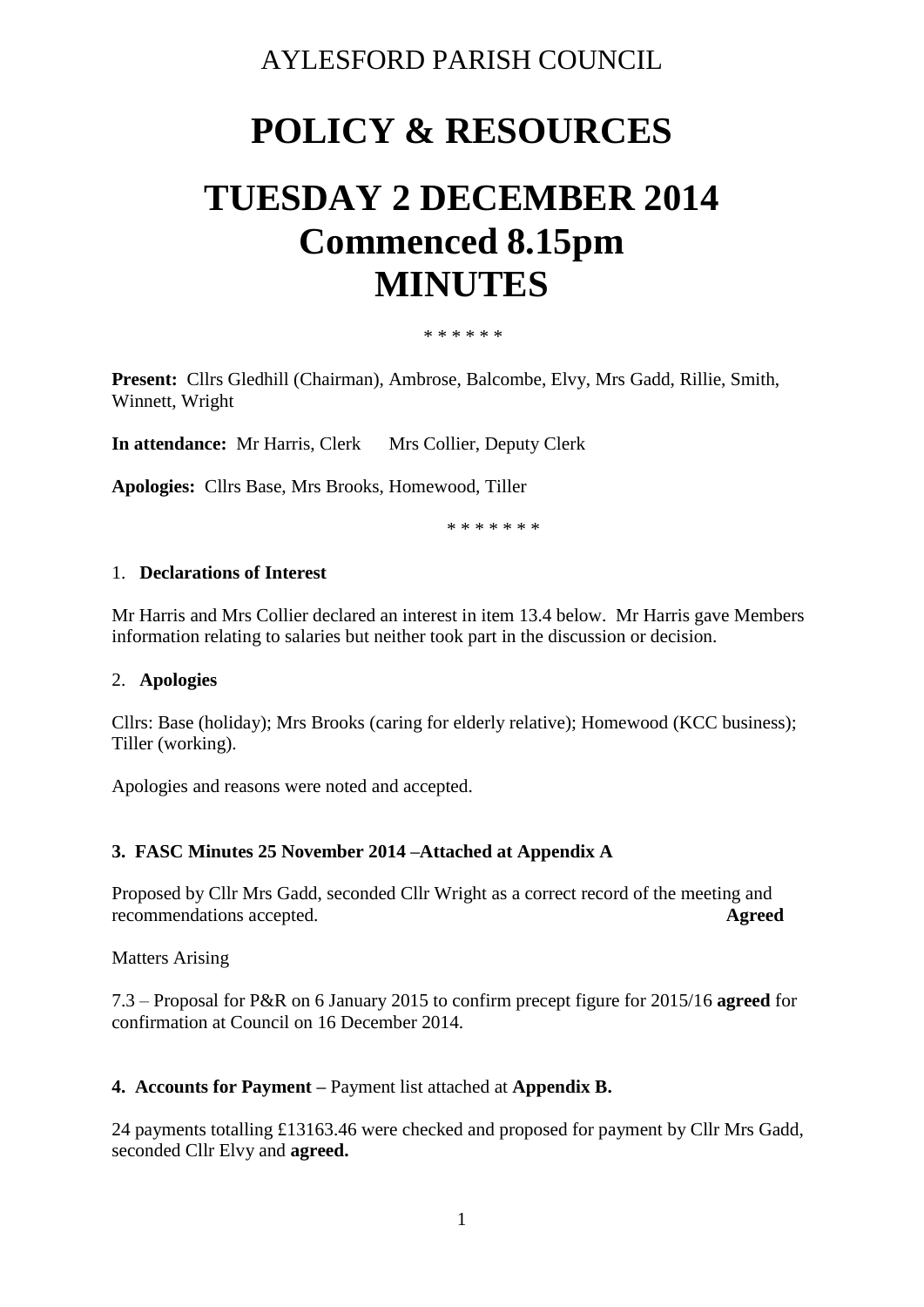AYLESFORD PARISH COUNCIL

# POLICY & RESOURCES

# TUESDAY 2 DECEMBER 2014
# Commenced 8.15pm
# MINUTES

\* \* \* \* \* \*

**Present:** Cllrs Gledhill (Chairman), Ambrose, Balcombe, Elvy, Mrs Gadd, Rillie, Smith, Winnett, Wright

**In attendance:** Mr Harris, Clerk Mrs Collier, Deputy Clerk

**Apologies:** Cllrs Base, Mrs Brooks, Homewood, Tiller

\* \* \* \* \* \* \*

1. **Declarations of Interest**

Mr Harris and Mrs Collier declared an interest in item 13.4 below. Mr Harris gave Members information relating to salaries but neither took part in the discussion or decision.

2. **Apologies**

Cllrs: Base (holiday); Mrs Brooks (caring for elderly relative); Homewood (KCC business); Tiller (working).

Apologies and reasons were noted and accepted.

**3. FASC Minutes 25 November 2014 –Attached at Appendix A**

Proposed by Cllr Mrs Gadd, seconded Cllr Wright as a correct record of the meeting and recommendations accepted. **Agreed**

Matters Arising

7.3 – Proposal for P&R on 6 January 2015 to confirm precept figure for 2015/16 **agreed** for confirmation at Council on 16 December 2014.

**4. Accounts for Payment –** Payment list attached at **Appendix B.**

24 payments totalling £13163.46 were checked and proposed for payment by Cllr Mrs Gadd, seconded Cllr Elvy and **agreed.**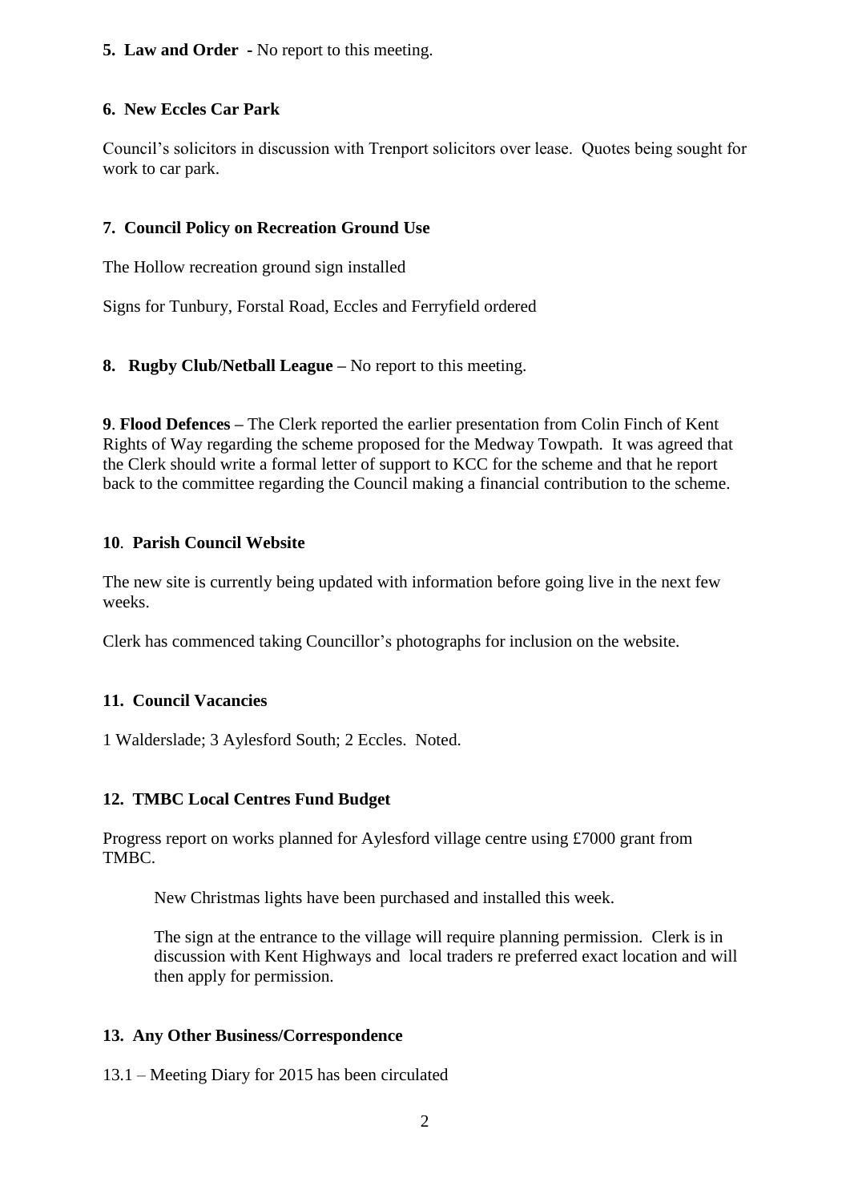**5. Law and Order -** No report to this meeting.

**6. New Eccles Car Park**

Council's solicitors in discussion with Trenport solicitors over lease. Quotes being sought for work to car park.

**7. Council Policy on Recreation Ground Use**

The Hollow recreation ground sign installed

Signs for Tunbury, Forstal Road, Eccles and Ferryfield ordered

**8. Rugby Club/Netball League –** No report to this meeting.

**9**. **Flood Defences –** The Clerk reported the earlier presentation from Colin Finch of Kent Rights of Way regarding the scheme proposed for the Medway Towpath. It was agreed that the Clerk should write a formal letter of support to KCC for the scheme and that he report back to the committee regarding the Council making a financial contribution to the scheme.

**10**. **Parish Council Website**

The new site is currently being updated with information before going live in the next few weeks.

Clerk has commenced taking Councillor's photographs for inclusion on the website.

**11. Council Vacancies**

1 Walderslade; 3 Aylesford South; 2 Eccles. Noted.

**12. TMBC Local Centres Fund Budget**

Progress report on works planned for Aylesford village centre using £7000 grant from TMBC.

New Christmas lights have been purchased and installed this week.

The sign at the entrance to the village will require planning permission. Clerk is in discussion with Kent Highways and local traders re preferred exact location and will then apply for permission.

**13. Any Other Business/Correspondence**

13.1 – Meeting Diary for 2015 has been circulated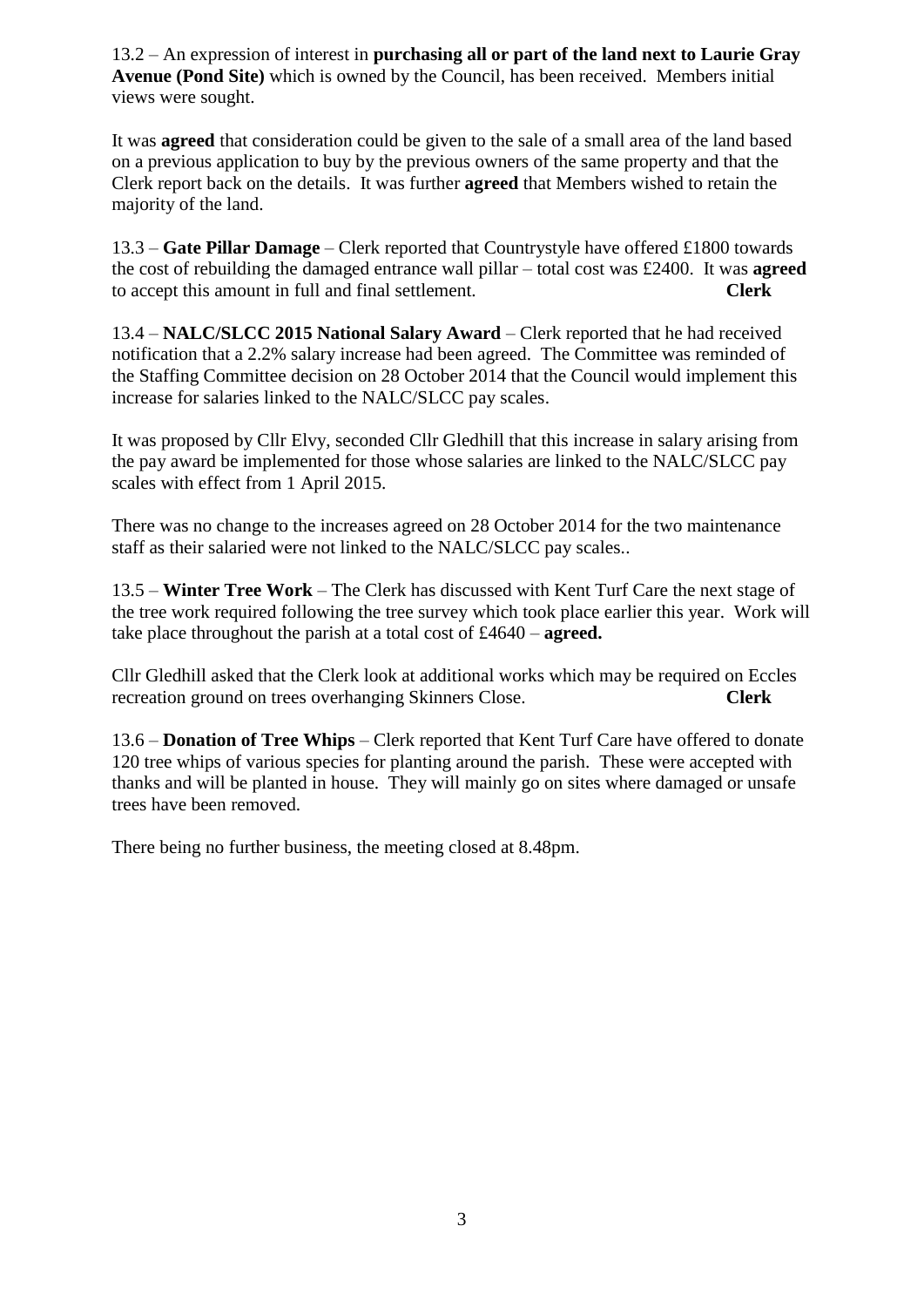13.2 – An expression of interest in **purchasing all or part of the land next to Laurie Gray Avenue (Pond Site)** which is owned by the Council, has been received. Members initial views were sought.

It was **agreed** that consideration could be given to the sale of a small area of the land based on a previous application to buy by the previous owners of the same property and that the Clerk report back on the details. It was further **agreed** that Members wished to retain the majority of the land.

13.3 – **Gate Pillar Damage** – Clerk reported that Countrystyle have offered £1800 towards the cost of rebuilding the damaged entrance wall pillar – total cost was £2400. It was **agreed** to accept this amount in full and final settlement. **Clerk**

13.4 – **NALC/SLCC 2015 National Salary Award** – Clerk reported that he had received notification that a 2.2% salary increase had been agreed. The Committee was reminded of the Staffing Committee decision on 28 October 2014 that the Council would implement this increase for salaries linked to the NALC/SLCC pay scales.

It was proposed by Cllr Elvy, seconded Cllr Gledhill that this increase in salary arising from the pay award be implemented for those whose salaries are linked to the NALC/SLCC pay scales with effect from 1 April 2015.

There was no change to the increases agreed on 28 October 2014 for the two maintenance staff as their salaried were not linked to the NALC/SLCC pay scales..

13.5 – **Winter Tree Work** – The Clerk has discussed with Kent Turf Care the next stage of the tree work required following the tree survey which took place earlier this year. Work will take place throughout the parish at a total cost of £4640 – **agreed.**

Cllr Gledhill asked that the Clerk look at additional works which may be required on Eccles recreation ground on trees overhanging Skinners Close. **Clerk**

13.6 – **Donation of Tree Whips** – Clerk reported that Kent Turf Care have offered to donate 120 tree whips of various species for planting around the parish. These were accepted with thanks and will be planted in house. They will mainly go on sites where damaged or unsafe trees have been removed.

There being no further business, the meeting closed at 8.48pm.